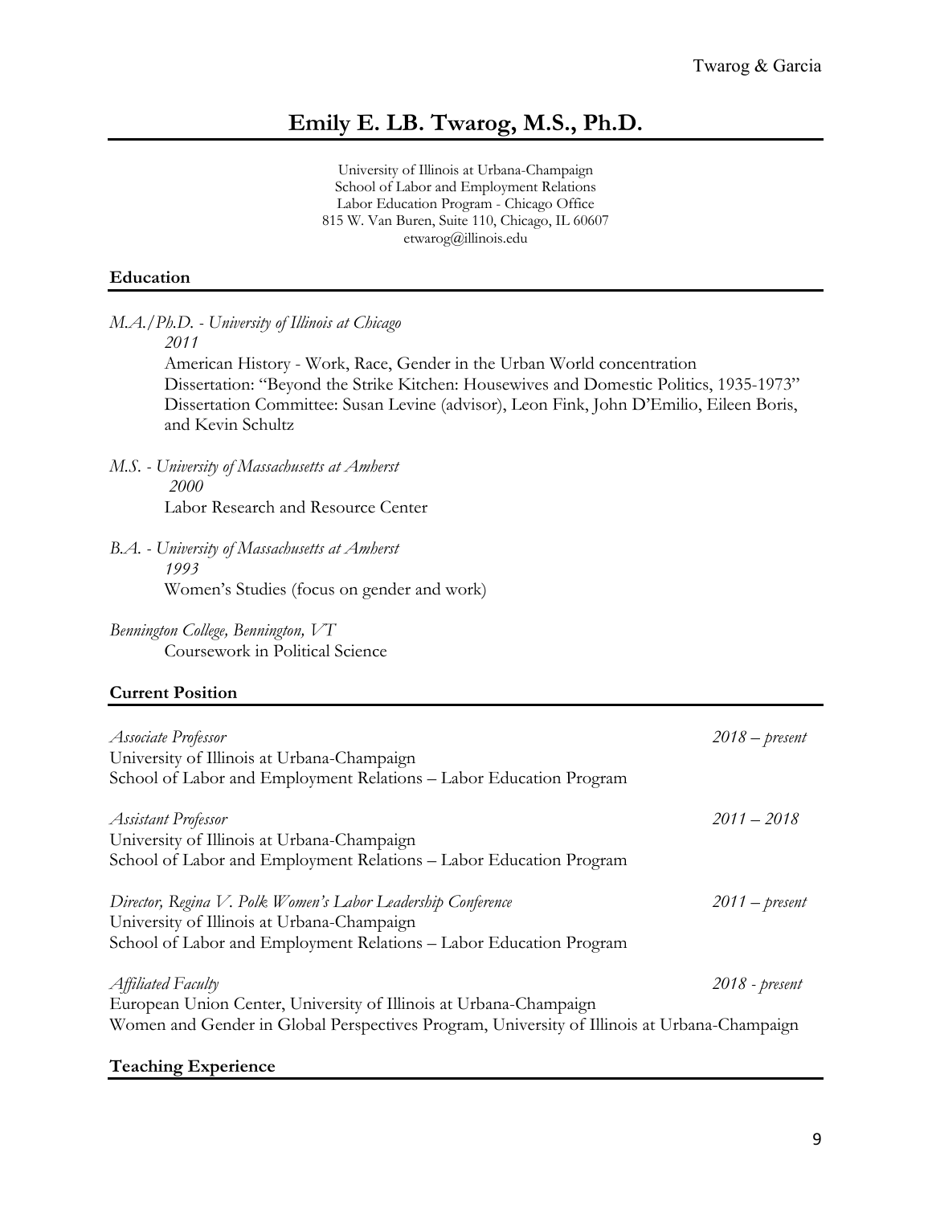# Emily E. LB. Twarog, M.S., Ph.D.

University of Illinois at Urbana-Champaign
School of Labor and Employment Relations
Labor Education Program - Chicago Office
815 W. Van Buren, Suite 110, Chicago, IL 60607
etwarog@illinois.edu

## Education

*M.A./Ph.D. - University of Illinois at Chicago*
*2011*
American History - Work, Race, Gender in the Urban World concentration
Dissertation: "Beyond the Strike Kitchen: Housewives and Domestic Politics, 1935-1973"
Dissertation Committee: Susan Levine (advisor), Leon Fink, John D'Emilio, Eileen Boris, and Kevin Schultz

*M.S. - University of Massachusetts at Amherst*
*2000*
Labor Research and Resource Center

*B.A. - University of Massachusetts at Amherst*
*1993*
Women's Studies (focus on gender and work)

*Bennington College, Bennington, VT*
Coursework in Political Science

## Current Position

*Associate Professor* — *2018 – present*
University of Illinois at Urbana-Champaign
School of Labor and Employment Relations – Labor Education Program

*Assistant Professor* — *2011 – 2018*
University of Illinois at Urbana-Champaign
School of Labor and Employment Relations – Labor Education Program

*Director, Regina V. Polk Women's Labor Leadership Conference* — *2011 – present*
University of Illinois at Urbana-Champaign
School of Labor and Employment Relations – Labor Education Program

*Affiliated Faculty* — *2018 - present*
European Union Center, University of Illinois at Urbana-Champaign
Women and Gender in Global Perspectives Program, University of Illinois at Urbana-Champaign

## Teaching Experience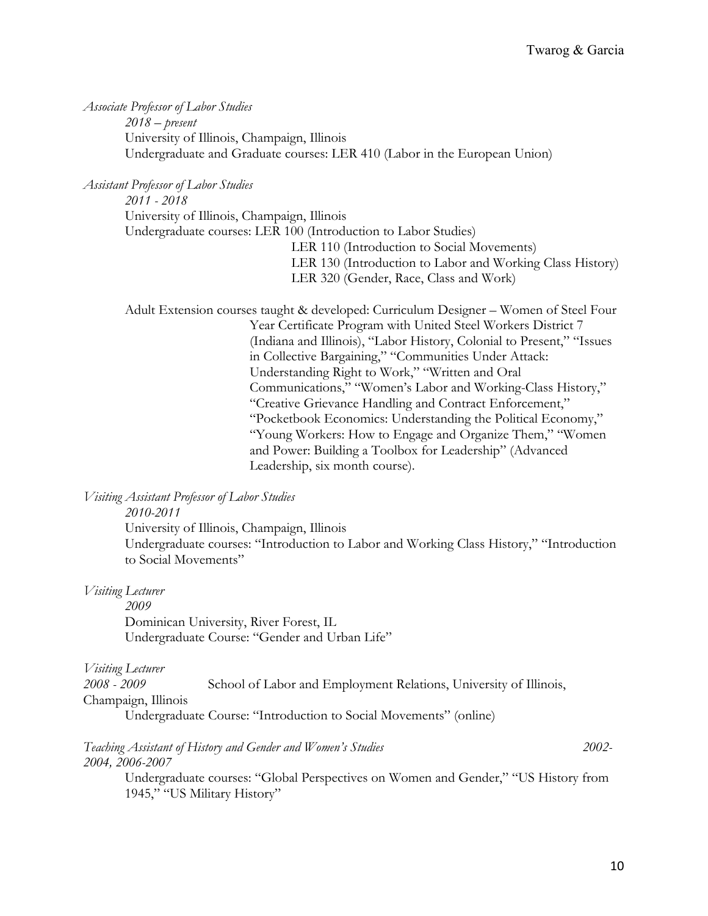*Associate Professor of Labor Studies*

*2018 – present*
University of Illinois, Champaign, Illinois
Undergraduate and Graduate courses: LER 410 (Labor in the European Union)

*Assistant Professor of Labor Studies*

*2011 - 2018*
University of Illinois, Champaign, Illinois
Undergraduate courses: LER 100 (Introduction to Labor Studies)
LER 110 (Introduction to Social Movements)
LER 130 (Introduction to Labor and Working Class History)
LER 320 (Gender, Race, Class and Work)

Adult Extension courses taught & developed: Curriculum Designer – Women of Steel Four Year Certificate Program with United Steel Workers District 7 (Indiana and Illinois), "Labor History, Colonial to Present," "Issues in Collective Bargaining," "Communities Under Attack: Understanding Right to Work," "Written and Oral Communications," "Women's Labor and Working-Class History," "Creative Grievance Handling and Contract Enforcement," "Pocketbook Economics: Understanding the Political Economy," "Young Workers: How to Engage and Organize Them," "Women and Power: Building a Toolbox for Leadership" (Advanced Leadership, six month course).

*Visiting Assistant Professor of Labor Studies*

*2010-2011*
University of Illinois, Champaign, Illinois
Undergraduate courses: "Introduction to Labor and Working Class History," "Introduction to Social Movements"

*Visiting Lecturer*

*2009*
Dominican University, River Forest, IL
Undergraduate Course: "Gender and Urban Life"

*Visiting Lecturer*

*2008 - 2009* School of Labor and Employment Relations, University of Illinois, Champaign, Illinois
Undergraduate Course: "Introduction to Social Movements" (online)

*Teaching Assistant of History and Gender and Women's Studies* *2002-2004, 2006-2007*
Undergraduate courses: "Global Perspectives on Women and Gender," "US History from 1945," "US Military History"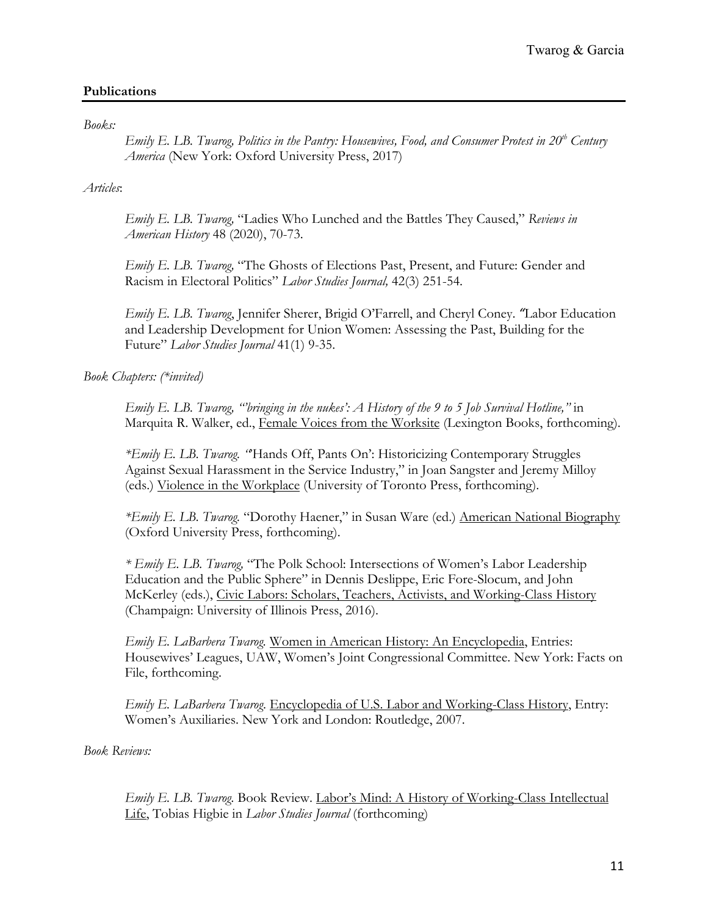## **Publications**

*Books:*

*Emily E. LB. Twarog, Politics in the Pantry: Housewives, Food, and Consumer Protest in 20th Century America* (New York: Oxford University Press, 2017)

*Articles*:

*Emily E. LB. Twarog,* "Ladies Who Lunched and the Battles They Caused," *Reviews in American History* 48 (2020), 70-73.

*Emily E. LB. Twarog,* "The Ghosts of Elections Past, Present, and Future: Gender and Racism in Electoral Politics" *Labor Studies Journal,* 42(3) 251-54.

*Emily E. LB. Twarog*, Jennifer Sherer, Brigid O'Farrell, and Cheryl Coney. *"*Labor Education and Leadership Development for Union Women: Assessing the Past, Building for the Future" *Labor Studies Journal* 41(1) 9-35.

*Book Chapters: (*invited)*

*Emily E. LB. Twarog, "'bringing in the nukes': A History of the 9 to 5 Job Survival Hotline,"* in Marquita R. Walker, ed., Female Voices from the Worksite (Lexington Books, forthcoming).

**Emily E. LB. Twarog. "*'Hands Off, Pants On': Historicizing Contemporary Struggles Against Sexual Harassment in the Service Industry," in Joan Sangster and Jeremy Milloy (eds.) Violence in the Workplace (University of Toronto Press, forthcoming).

**Emily E. LB. Twarog.* "Dorothy Haener," in Susan Ware (ed.) American National Biography (Oxford University Press, forthcoming).

** Emily E. LB. Twarog,* "The Polk School: Intersections of Women's Labor Leadership Education and the Public Sphere" in Dennis Deslippe, Eric Fore-Slocum, and John McKerley (eds.), Civic Labors: Scholars, Teachers, Activists, and Working-Class History (Champaign: University of Illinois Press, 2016).

*Emily E. LaBarbera Twarog.* Women in American History: An Encyclopedia, Entries: Housewives' Leagues, UAW, Women's Joint Congressional Committee. New York: Facts on File, forthcoming.

*Emily E. LaBarbera Twarog.* Encyclopedia of U.S. Labor and Working-Class History, Entry: Women's Auxiliaries. New York and London: Routledge, 2007.

*Book Reviews:*

*Emily E. LB. Twarog.* Book Review. Labor's Mind: A History of Working-Class Intellectual Life, Tobias Higbie in *Labor Studies Journal* (forthcoming)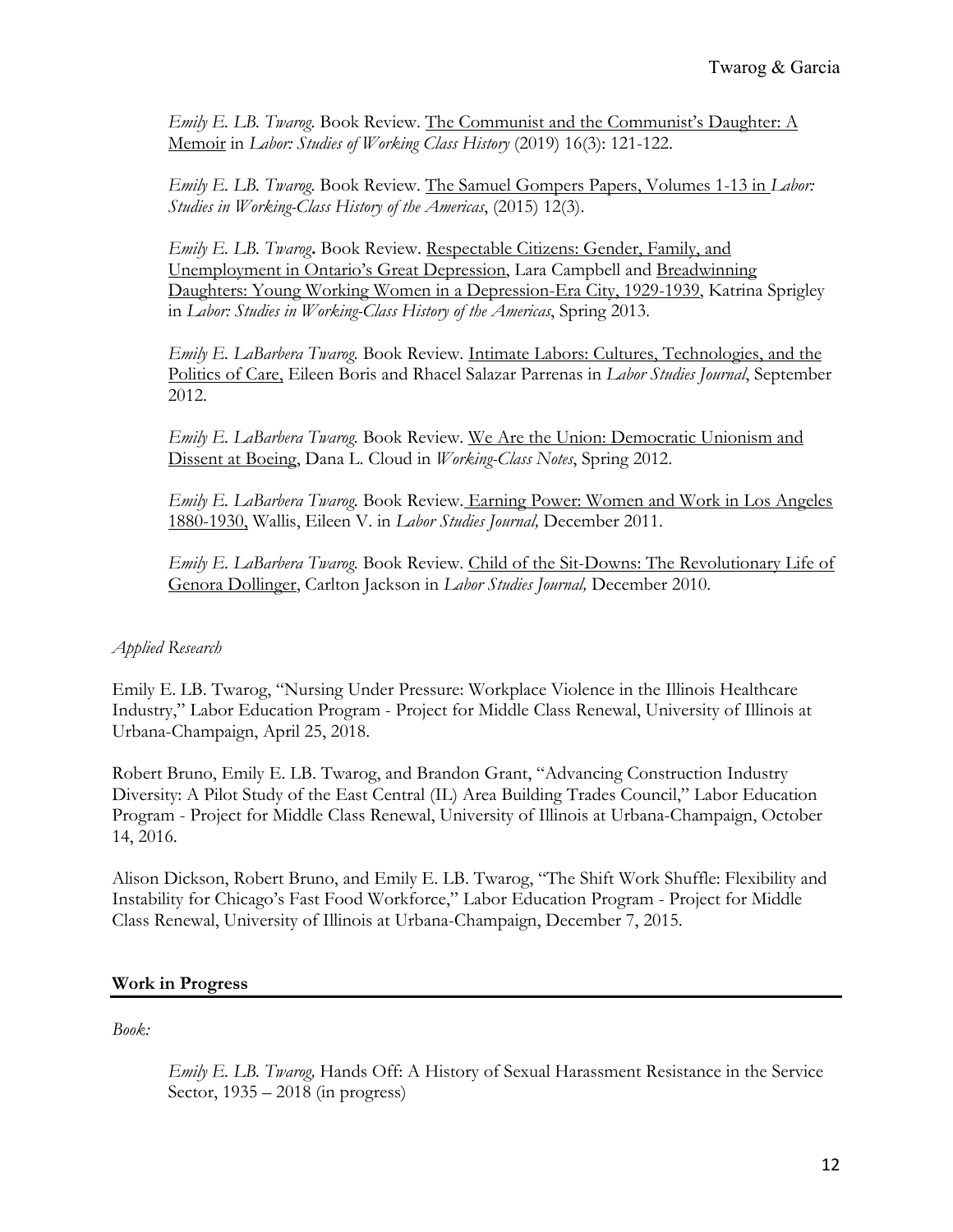*Emily E. LB. Twarog.* Book Review. The Communist and the Communist's Daughter: A Memoir in *Labor: Studies of Working Class History* (2019) 16(3): 121-122.

*Emily E. LB. Twarog.* Book Review. The Samuel Gompers Papers, Volumes 1-13 in *Labor: Studies in Working-Class History of the Americas*, (2015) 12(3).

*Emily E. LB. Twarog***.** Book Review. Respectable Citizens: Gender, Family, and Unemployment in Ontario's Great Depression, Lara Campbell and Breadwinning Daughters: Young Working Women in a Depression-Era City, 1929-1939, Katrina Sprigley in *Labor: Studies in Working-Class History of the Americas*, Spring 2013.

*Emily E. LaBarbera Twarog.* Book Review. Intimate Labors: Cultures, Technologies, and the Politics of Care, Eileen Boris and Rhacel Salazar Parrenas in *Labor Studies Journal*, September 2012.

*Emily E. LaBarbera Twarog.* Book Review. We Are the Union: Democratic Unionism and Dissent at Boeing, Dana L. Cloud in *Working-Class Notes*, Spring 2012.

*Emily E. LaBarbera Twarog.* Book Review. Earning Power: Women and Work in Los Angeles 1880-1930, Wallis, Eileen V. in *Labor Studies Journal,* December 2011.

*Emily E. LaBarbera Twarog.* Book Review. Child of the Sit-Downs: The Revolutionary Life of Genora Dollinger, Carlton Jackson in *Labor Studies Journal,* December 2010.

*Applied Research*

Emily E. LB. Twarog, "Nursing Under Pressure: Workplace Violence in the Illinois Healthcare Industry," Labor Education Program - Project for Middle Class Renewal, University of Illinois at Urbana-Champaign, April 25, 2018.

Robert Bruno, Emily E. LB. Twarog, and Brandon Grant, "Advancing Construction Industry Diversity: A Pilot Study of the East Central (IL) Area Building Trades Council," Labor Education Program - Project for Middle Class Renewal, University of Illinois at Urbana-Champaign, October 14, 2016.

Alison Dickson, Robert Bruno, and Emily E. LB. Twarog, "The Shift Work Shuffle: Flexibility and Instability for Chicago's Fast Food Workforce," Labor Education Program - Project for Middle Class Renewal, University of Illinois at Urbana-Champaign, December 7, 2015.

## Work in Progress

*Book:*

*Emily E. LB. Twarog,* Hands Off: A History of Sexual Harassment Resistance in the Service Sector, 1935 – 2018 (in progress)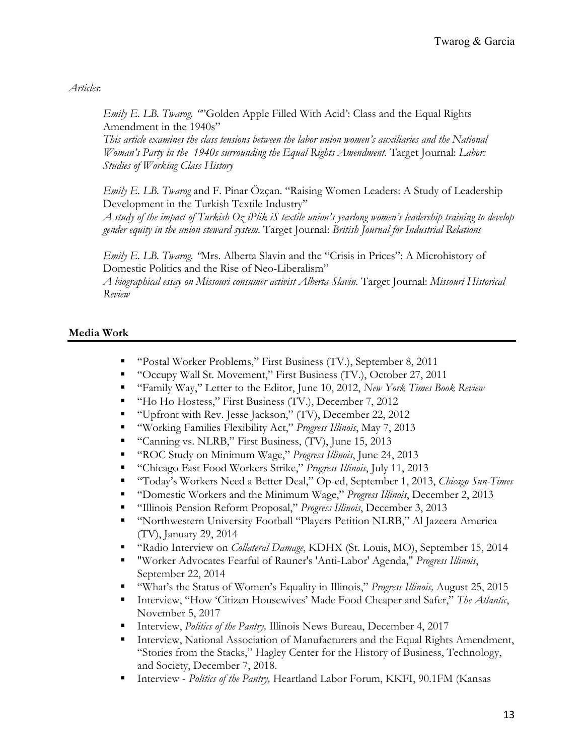*Articles*:

*Emily E. LB. Twarog.* "'Golden Apple Filled With Acid': Class and the Equal Rights Amendment in the 1940s"
*This article examines the class tensions between the labor union women's auxiliaries and the National Woman's Party in the 1940s surrounding the Equal Rights Amendment.* Target Journal: *Labor: Studies of Working Class History*

*Emily E. LB. Twarog* and F. Pinar Özçan. "Raising Women Leaders: A Study of Leadership Development in the Turkish Textile Industry"
*A study of the impact of Turkish Oz iPlik iS textile union's yearlong women's leadership training to develop gender equity in the union steward system.* Target Journal: *British Journal for Industrial Relations*

*Emily E. LB. Twarog.* "Mrs. Alberta Slavin and the "Crisis in Prices": A Microhistory of Domestic Politics and the Rise of Neo-Liberalism"
*A biographical essay on Missouri consumer activist Alberta Slavin.* Target Journal: *Missouri Historical Review*

## Media Work

- "Postal Worker Problems," First Business (TV.), September 8, 2011
- "Occupy Wall St. Movement," First Business (TV.), October 27, 2011
- "Family Way," Letter to the Editor, June 10, 2012, *New York Times Book Review*
- "Ho Ho Hostess," First Business (TV.), December 7, 2012
- "Upfront with Rev. Jesse Jackson," (TV), December 22, 2012
- "Working Families Flexibility Act," *Progress Illinois*, May 7, 2013
- "Canning vs. NLRB," First Business, (TV), June 15, 2013
- "ROC Study on Minimum Wage," *Progress Illinois*, June 24, 2013
- "Chicago Fast Food Workers Strike," *Progress Illinois*, July 11, 2013
- "Today's Workers Need a Better Deal," Op-ed, September 1, 2013, *Chicago Sun-Times*
- "Domestic Workers and the Minimum Wage," *Progress Illinois*, December 2, 2013
- "Illinois Pension Reform Proposal," *Progress Illinois*, December 3, 2013
- "Northwestern University Football "Players Petition NLRB," Al Jazeera America (TV), January 29, 2014
- "Radio Interview on *Collateral Damage*, KDHX (St. Louis, MO), September 15, 2014
- "Worker Advocates Fearful of Rauner's 'Anti-Labor' Agenda," *Progress Illinois*, September 22, 2014
- "What's the Status of Women's Equality in Illinois," *Progress Illinois,* August 25, 2015
- Interview, "How 'Citizen Housewives' Made Food Cheaper and Safer," *The Atlantic*, November 5, 2017
- Interview, *Politics of the Pantry,* Illinois News Bureau, December 4, 2017
- Interview, National Association of Manufacturers and the Equal Rights Amendment, "Stories from the Stacks," Hagley Center for the History of Business, Technology, and Society, December 7, 2018.
- Interview - *Politics of the Pantry,* Heartland Labor Forum, KKFI, 90.1FM (Kansas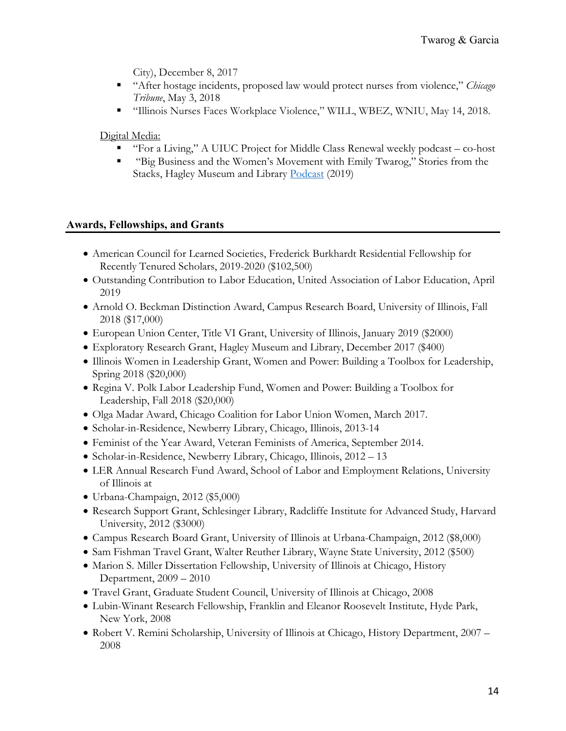City), December 8, 2017

- "After hostage incidents, proposed law would protect nurses from violence," *Chicago Tribune*, May 3, 2018
- "Illinois Nurses Faces Workplace Violence," WILL, WBEZ, WNIU, May 14, 2018.

Digital Media:

- "For a Living," A UIUC Project for Middle Class Renewal weekly podcast – co-host
- "Big Business and the Women's Movement with Emily Twarog," Stories from the Stacks, Hagley Museum and Library Podcast (2019)

## Awards, Fellowships, and Grants

- American Council for Learned Societies, Frederick Burkhardt Residential Fellowship for Recently Tenured Scholars, 2019-2020 ($102,500)
- Outstanding Contribution to Labor Education, United Association of Labor Education, April 2019
- Arnold O. Beckman Distinction Award, Campus Research Board, University of Illinois, Fall 2018 ($17,000)
- European Union Center, Title VI Grant, University of Illinois, January 2019 ($2000)
- Exploratory Research Grant, Hagley Museum and Library, December 2017 ($400)
- Illinois Women in Leadership Grant, Women and Power: Building a Toolbox for Leadership, Spring 2018 ($20,000)
- Regina V. Polk Labor Leadership Fund, Women and Power: Building a Toolbox for Leadership, Fall 2018 ($20,000)
- Olga Madar Award, Chicago Coalition for Labor Union Women, March 2017.
- Scholar-in-Residence, Newberry Library, Chicago, Illinois, 2013-14
- Feminist of the Year Award, Veteran Feminists of America, September 2014.
- Scholar-in-Residence, Newberry Library, Chicago, Illinois, 2012 – 13
- LER Annual Research Fund Award, School of Labor and Employment Relations, University of Illinois at
- Urbana-Champaign, 2012 ($5,000)
- Research Support Grant, Schlesinger Library, Radcliffe Institute for Advanced Study, Harvard University, 2012 ($3000)
- Campus Research Board Grant, University of Illinois at Urbana-Champaign, 2012 ($8,000)
- Sam Fishman Travel Grant, Walter Reuther Library, Wayne State University, 2012 ($500)
- Marion S. Miller Dissertation Fellowship, University of Illinois at Chicago, History Department, 2009 – 2010
- Travel Grant, Graduate Student Council, University of Illinois at Chicago, 2008
- Lubin-Winant Research Fellowship, Franklin and Eleanor Roosevelt Institute, Hyde Park, New York, 2008
- Robert V. Remini Scholarship, University of Illinois at Chicago, History Department, 2007 – 2008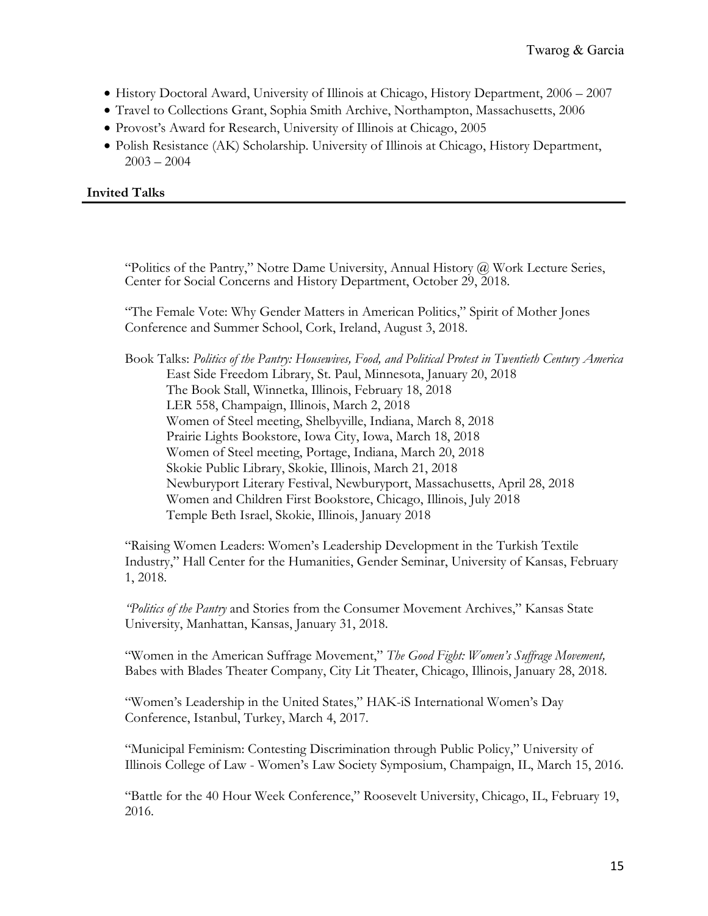- History Doctoral Award, University of Illinois at Chicago, History Department, 2006 – 2007
- Travel to Collections Grant, Sophia Smith Archive, Northampton, Massachusetts, 2006
- Provost's Award for Research, University of Illinois at Chicago, 2005
- Polish Resistance (AK) Scholarship. University of Illinois at Chicago, History Department, 2003 – 2004

## Invited Talks

"Politics of the Pantry," Notre Dame University, Annual History @ Work Lecture Series, Center for Social Concerns and History Department, October 29, 2018.

"The Female Vote: Why Gender Matters in American Politics," Spirit of Mother Jones Conference and Summer School, Cork, Ireland, August 3, 2018.

Book Talks: *Politics of the Pantry: Housewives, Food, and Political Protest in Twentieth Century America*

East Side Freedom Library, St. Paul, Minnesota, January 20, 2018
The Book Stall, Winnetka, Illinois, February 18, 2018
LER 558, Champaign, Illinois, March 2, 2018
Women of Steel meeting, Shelbyville, Indiana, March 8, 2018
Prairie Lights Bookstore, Iowa City, Iowa, March 18, 2018
Women of Steel meeting, Portage, Indiana, March 20, 2018
Skokie Public Library, Skokie, Illinois, March 21, 2018
Newburyport Literary Festival, Newburyport, Massachusetts, April 28, 2018
Women and Children First Bookstore, Chicago, Illinois, July 2018
Temple Beth Israel, Skokie, Illinois, January 2018

"Raising Women Leaders: Women's Leadership Development in the Turkish Textile Industry," Hall Center for the Humanities, Gender Seminar, University of Kansas, February 1, 2018.

"*Politics of the Pantry* and Stories from the Consumer Movement Archives," Kansas State University, Manhattan, Kansas, January 31, 2018.

"Women in the American Suffrage Movement," *The Good Fight: Women's Suffrage Movement,* Babes with Blades Theater Company, City Lit Theater, Chicago, Illinois, January 28, 2018.

"Women's Leadership in the United States," HAK-iS International Women's Day Conference, Istanbul, Turkey, March 4, 2017.

"Municipal Feminism: Contesting Discrimination through Public Policy," University of Illinois College of Law - Women's Law Society Symposium, Champaign, IL, March 15, 2016.

"Battle for the 40 Hour Week Conference," Roosevelt University, Chicago, IL, February 19, 2016.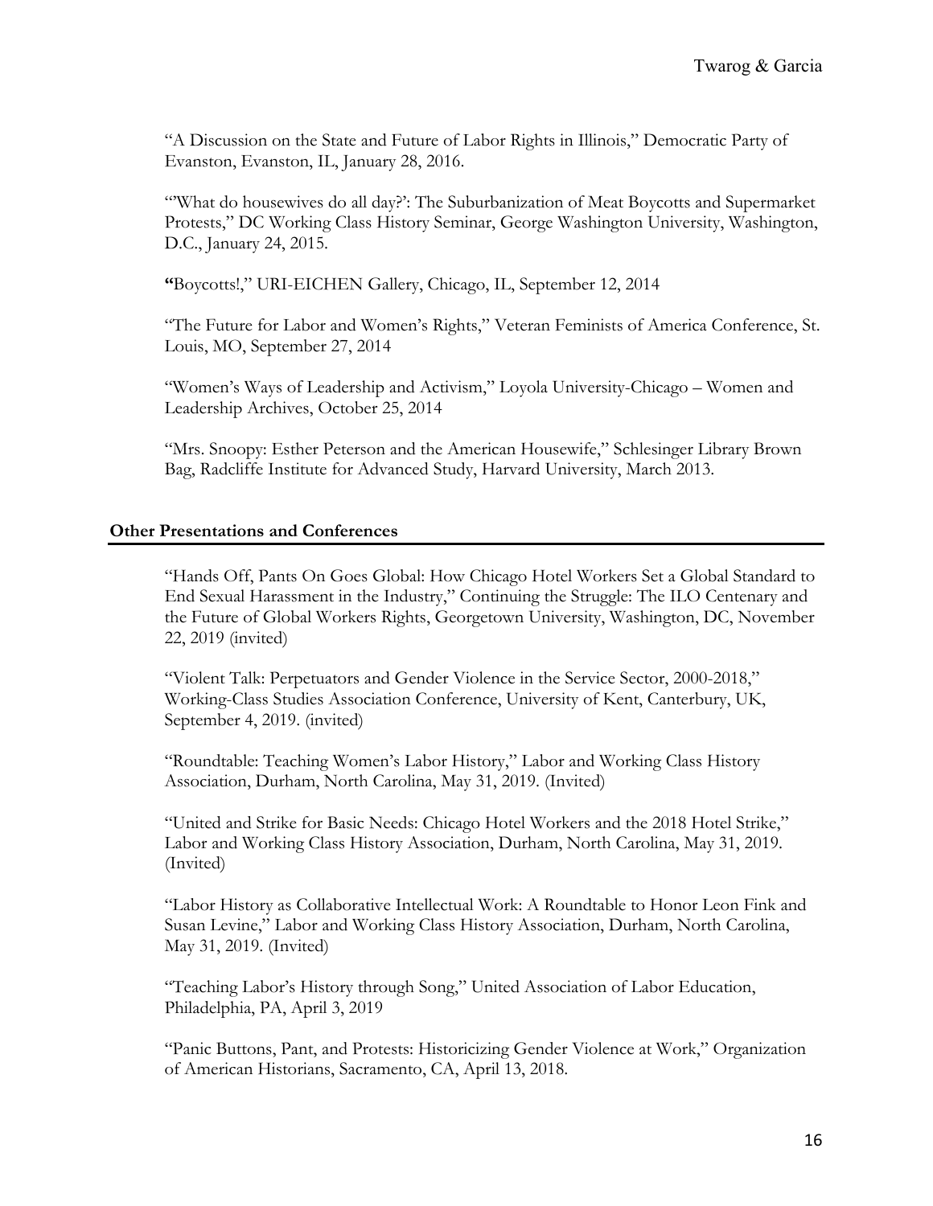"A Discussion on the State and Future of Labor Rights in Illinois," Democratic Party of Evanston, Evanston, IL, January 28, 2016.

"'What do housewives do all day?': The Suburbanization of Meat Boycotts and Supermarket Protests," DC Working Class History Seminar, George Washington University, Washington, D.C., January 24, 2015.

**"**Boycotts!," URI-EICHEN Gallery, Chicago, IL, September 12, 2014

"The Future for Labor and Women's Rights," Veteran Feminists of America Conference, St. Louis, MO, September 27, 2014

"Women's Ways of Leadership and Activism," Loyola University-Chicago – Women and Leadership Archives, October 25, 2014

"Mrs. Snoopy: Esther Peterson and the American Housewife," Schlesinger Library Brown Bag, Radcliffe Institute for Advanced Study, Harvard University, March 2013.

## Other Presentations and Conferences

"Hands Off, Pants On Goes Global: How Chicago Hotel Workers Set a Global Standard to End Sexual Harassment in the Industry," Continuing the Struggle: The ILO Centenary and the Future of Global Workers Rights, Georgetown University, Washington, DC, November 22, 2019 (invited)

"Violent Talk: Perpetuators and Gender Violence in the Service Sector, 2000-2018," Working-Class Studies Association Conference, University of Kent, Canterbury, UK, September 4, 2019. (invited)

"Roundtable: Teaching Women's Labor History," Labor and Working Class History Association, Durham, North Carolina, May 31, 2019. (Invited)

"United and Strike for Basic Needs: Chicago Hotel Workers and the 2018 Hotel Strike," Labor and Working Class History Association, Durham, North Carolina, May 31, 2019. (Invited)

"Labor History as Collaborative Intellectual Work: A Roundtable to Honor Leon Fink and Susan Levine," Labor and Working Class History Association, Durham, North Carolina, May 31, 2019. (Invited)

"Teaching Labor's History through Song," United Association of Labor Education, Philadelphia, PA, April 3, 2019

"Panic Buttons, Pant, and Protests: Historicizing Gender Violence at Work," Organization of American Historians, Sacramento, CA, April 13, 2018.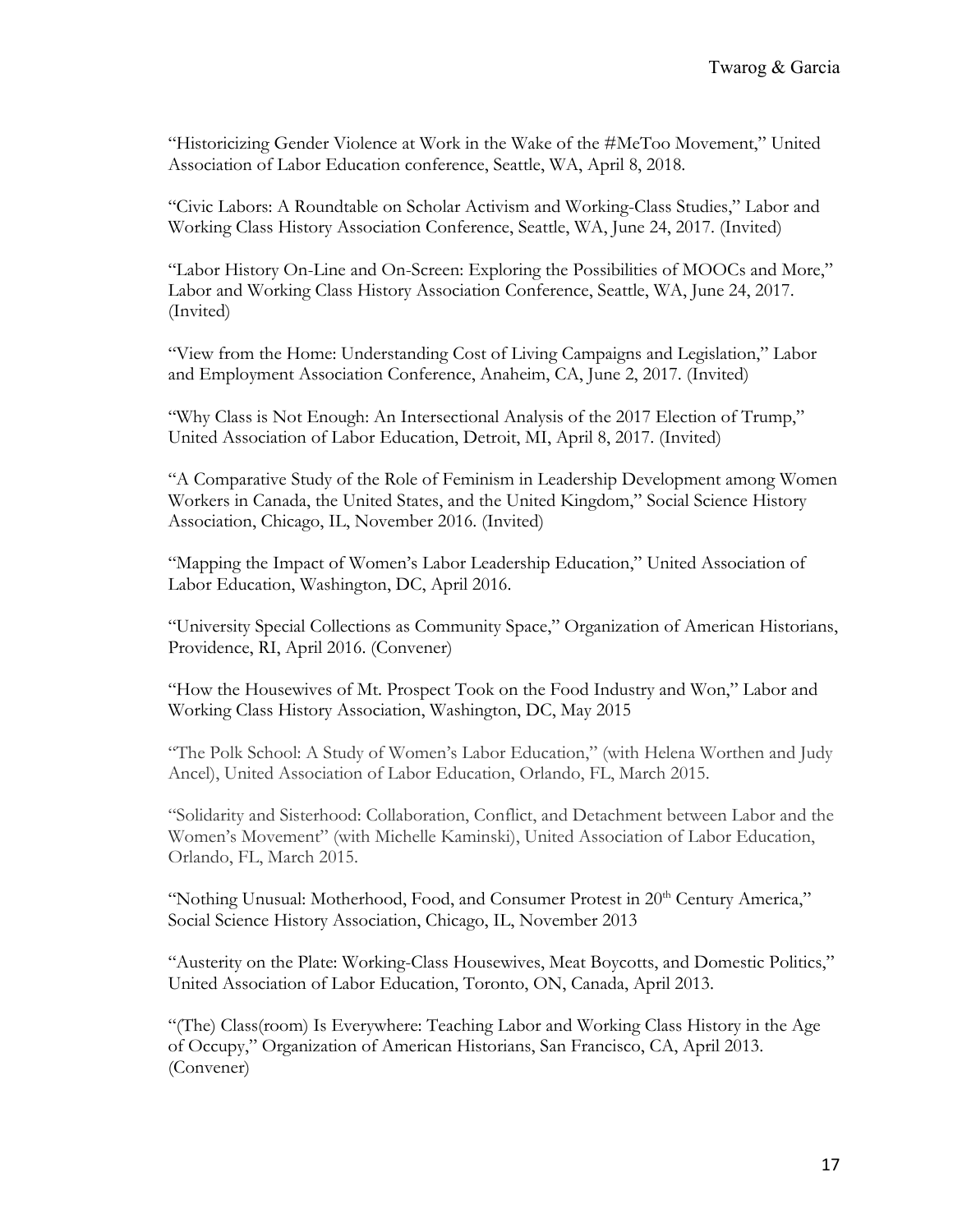"Historicizing Gender Violence at Work in the Wake of the #MeToo Movement," United Association of Labor Education conference, Seattle, WA, April 8, 2018.

"Civic Labors: A Roundtable on Scholar Activism and Working-Class Studies," Labor and Working Class History Association Conference, Seattle, WA, June 24, 2017. (Invited)

"Labor History On-Line and On-Screen: Exploring the Possibilities of MOOCs and More," Labor and Working Class History Association Conference, Seattle, WA, June 24, 2017. (Invited)

"View from the Home: Understanding Cost of Living Campaigns and Legislation," Labor and Employment Association Conference, Anaheim, CA, June 2, 2017. (Invited)

"Why Class is Not Enough: An Intersectional Analysis of the 2017 Election of Trump," United Association of Labor Education, Detroit, MI, April 8, 2017. (Invited)

"A Comparative Study of the Role of Feminism in Leadership Development among Women Workers in Canada, the United States, and the United Kingdom," Social Science History Association, Chicago, IL, November 2016. (Invited)

"Mapping the Impact of Women's Labor Leadership Education," United Association of Labor Education, Washington, DC, April 2016.

"University Special Collections as Community Space," Organization of American Historians, Providence, RI, April 2016. (Convener)

"How the Housewives of Mt. Prospect Took on the Food Industry and Won," Labor and Working Class History Association, Washington, DC, May 2015

"The Polk School: A Study of Women's Labor Education," (with Helena Worthen and Judy Ancel), United Association of Labor Education, Orlando, FL, March 2015.

"Solidarity and Sisterhood: Collaboration, Conflict, and Detachment between Labor and the Women's Movement" (with Michelle Kaminski), United Association of Labor Education, Orlando, FL, March 2015.

"Nothing Unusual: Motherhood, Food, and Consumer Protest in 20th Century America," Social Science History Association, Chicago, IL, November 2013

"Austerity on the Plate: Working-Class Housewives, Meat Boycotts, and Domestic Politics," United Association of Labor Education, Toronto, ON, Canada, April 2013.

"(The) Class(room) Is Everywhere: Teaching Labor and Working Class History in the Age of Occupy," Organization of American Historians, San Francisco, CA, April 2013. (Convener)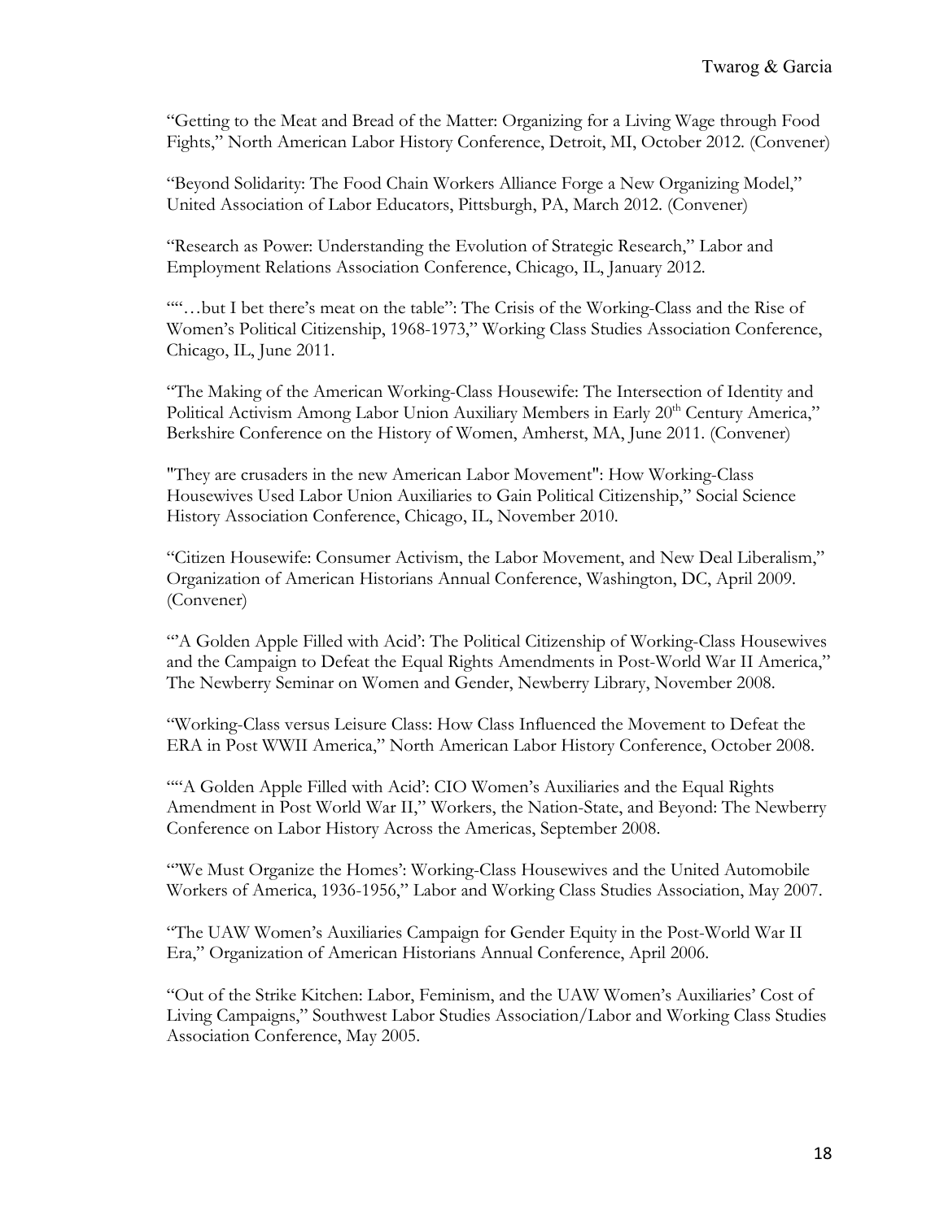"Getting to the Meat and Bread of the Matter: Organizing for a Living Wage through Food Fights," North American Labor History Conference, Detroit, MI, October 2012. (Convener)

"Beyond Solidarity: The Food Chain Workers Alliance Forge a New Organizing Model," United Association of Labor Educators, Pittsburgh, PA, March 2012. (Convener)

"Research as Power: Understanding the Evolution of Strategic Research," Labor and Employment Relations Association Conference, Chicago, IL, January 2012.

""…but I bet there's meat on the table": The Crisis of the Working-Class and the Rise of Women's Political Citizenship, 1968-1973," Working Class Studies Association Conference, Chicago, IL, June 2011.

"The Making of the American Working-Class Housewife: The Intersection of Identity and Political Activism Among Labor Union Auxiliary Members in Early 20th Century America," Berkshire Conference on the History of Women, Amherst, MA, June 2011. (Convener)

"They are crusaders in the new American Labor Movement": How Working-Class Housewives Used Labor Union Auxiliaries to Gain Political Citizenship," Social Science History Association Conference, Chicago, IL, November 2010.

"Citizen Housewife: Consumer Activism, the Labor Movement, and New Deal Liberalism," Organization of American Historians Annual Conference, Washington, DC, April 2009. (Convener)

"'A Golden Apple Filled with Acid': The Political Citizenship of Working-Class Housewives and the Campaign to Defeat the Equal Rights Amendments in Post-World War II America," The Newberry Seminar on Women and Gender, Newberry Library, November 2008.

"Working-Class versus Leisure Class: How Class Influenced the Movement to Defeat the ERA in Post WWII America," North American Labor History Conference, October 2008.

""A Golden Apple Filled with Acid': CIO Women's Auxiliaries and the Equal Rights Amendment in Post World War II," Workers, the Nation-State, and Beyond: The Newberry Conference on Labor History Across the Americas, September 2008.

"'We Must Organize the Homes': Working-Class Housewives and the United Automobile Workers of America, 1936-1956," Labor and Working Class Studies Association, May 2007.

"The UAW Women's Auxiliaries Campaign for Gender Equity in the Post-World War II Era," Organization of American Historians Annual Conference, April 2006.

"Out of the Strike Kitchen: Labor, Feminism, and the UAW Women's Auxiliaries' Cost of Living Campaigns," Southwest Labor Studies Association/Labor and Working Class Studies Association Conference, May 2005.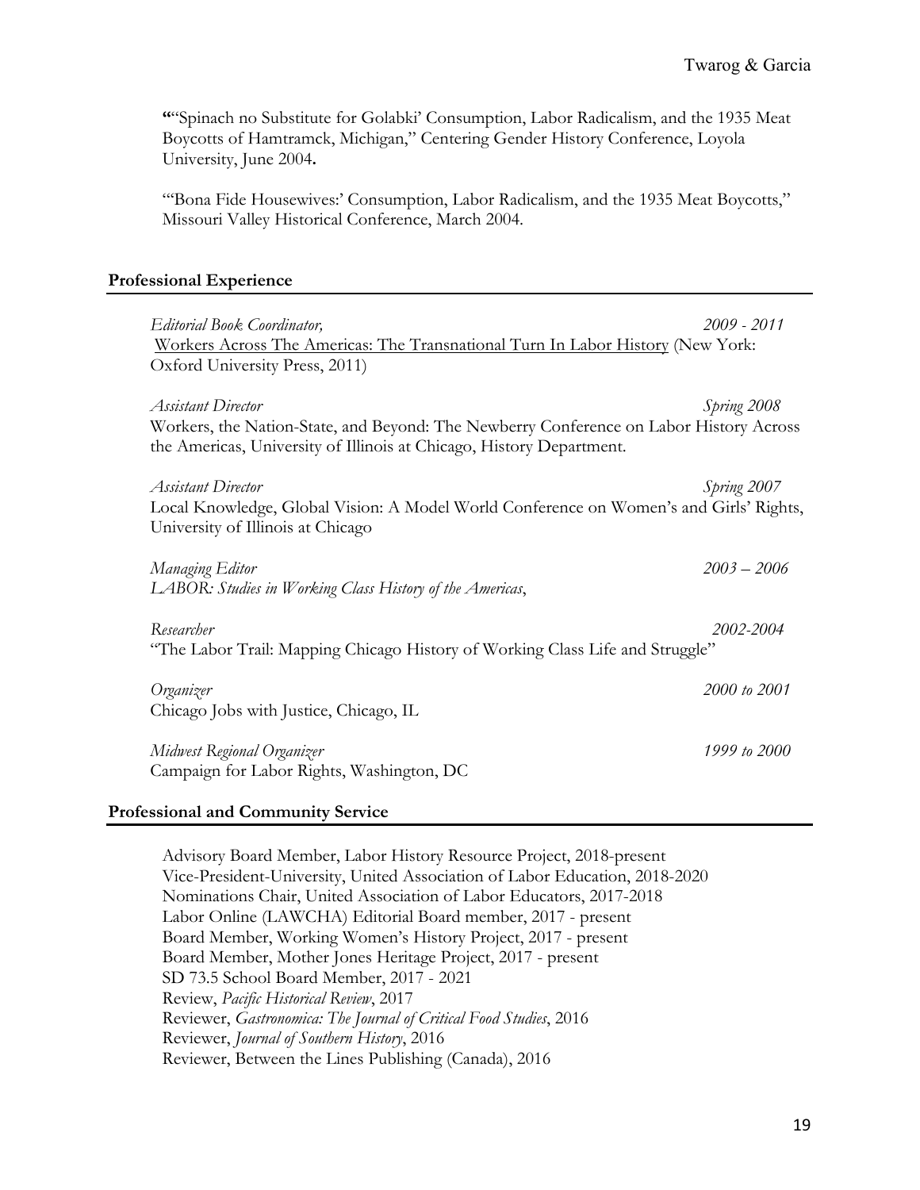**"**"Spinach no Substitute for Golabki' Consumption, Labor Radicalism, and the 1935 Meat Boycotts of Hamtramck, Michigan," Centering Gender History Conference, Loyola University, June 2004**.**

"'Bona Fide Housewives:' Consumption, Labor Radicalism, and the 1935 Meat Boycotts," Missouri Valley Historical Conference, March 2004.

## Professional Experience

*Editorial Book Coordinator,* 2009 - 2011
<u>Workers Across The Americas: The Transnational Turn In Labor History</u> (New York: Oxford University Press, 2011)

*Assistant Director* *Spring 2008*
Workers, the Nation-State, and Beyond: The Newberry Conference on Labor History Across the Americas, University of Illinois at Chicago, History Department.

*Assistant Director* *Spring 2007*
Local Knowledge, Global Vision: A Model World Conference on Women's and Girls' Rights, University of Illinois at Chicago

*Managing Editor* *2003 – 2006*
*LABOR: Studies in Working Class History of the Americas*,

*Researcher* *2002-2004*
"The Labor Trail: Mapping Chicago History of Working Class Life and Struggle"

*Organizer* *2000 to 2001*
Chicago Jobs with Justice, Chicago, IL

*Midwest Regional Organizer* *1999 to 2000*
Campaign for Labor Rights, Washington, DC

## Professional and Community Service

Advisory Board Member, Labor History Resource Project, 2018-present
Vice-President-University, United Association of Labor Education, 2018-2020
Nominations Chair, United Association of Labor Educators, 2017-2018
Labor Online (LAWCHA) Editorial Board member, 2017 - present
Board Member, Working Women's History Project, 2017 - present
Board Member, Mother Jones Heritage Project, 2017 - present
SD 73.5 School Board Member, 2017 - 2021
Review, *Pacific Historical Review*, 2017
Reviewer, *Gastronomica: The Journal of Critical Food Studies*, 2016
Reviewer, *Journal of Southern History*, 2016
Reviewer, Between the Lines Publishing (Canada), 2016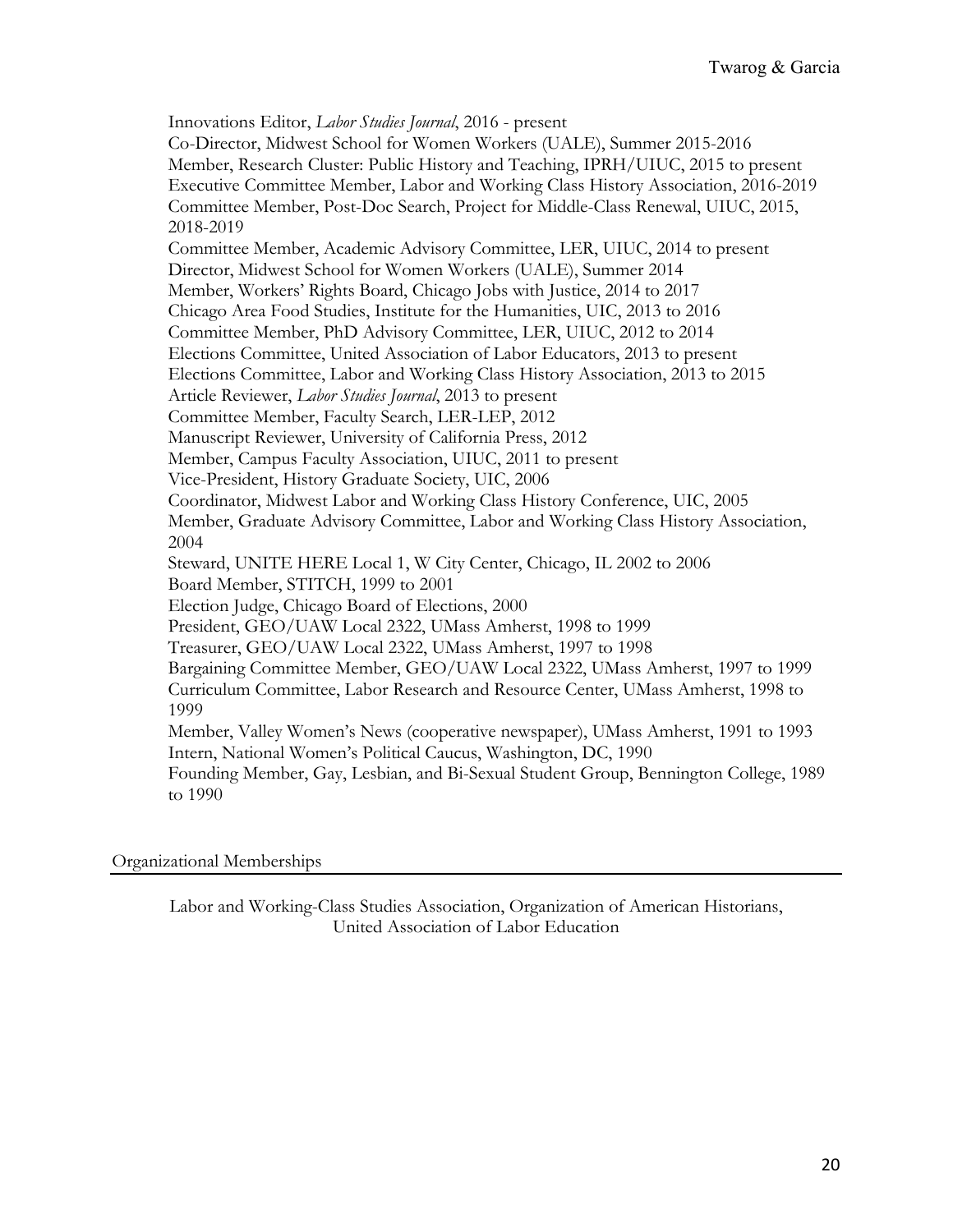Innovations Editor, *Labor Studies Journal*, 2016 - present
Co-Director, Midwest School for Women Workers (UALE), Summer 2015-2016
Member, Research Cluster: Public History and Teaching, IPRH/UIUC, 2015 to present
Executive Committee Member, Labor and Working Class History Association, 2016-2019
Committee Member, Post-Doc Search, Project for Middle-Class Renewal, UIUC, 2015, 2018-2019
Committee Member, Academic Advisory Committee, LER, UIUC, 2014 to present
Director, Midwest School for Women Workers (UALE), Summer 2014
Member, Workers' Rights Board, Chicago Jobs with Justice, 2014 to 2017
Chicago Area Food Studies, Institute for the Humanities, UIC, 2013 to 2016
Committee Member, PhD Advisory Committee, LER, UIUC, 2012 to 2014
Elections Committee, United Association of Labor Educators, 2013 to present
Elections Committee, Labor and Working Class History Association, 2013 to 2015
Article Reviewer, *Labor Studies Journal*, 2013 to present
Committee Member, Faculty Search, LER-LEP, 2012
Manuscript Reviewer, University of California Press, 2012
Member, Campus Faculty Association, UIUC, 2011 to present
Vice-President, History Graduate Society, UIC, 2006
Coordinator, Midwest Labor and Working Class History Conference, UIC, 2005
Member, Graduate Advisory Committee, Labor and Working Class History Association, 2004
Steward, UNITE HERE Local 1, W City Center, Chicago, IL 2002 to 2006
Board Member, STITCH, 1999 to 2001
Election Judge, Chicago Board of Elections, 2000
President, GEO/UAW Local 2322, UMass Amherst, 1998 to 1999
Treasurer, GEO/UAW Local 2322, UMass Amherst, 1997 to 1998
Bargaining Committee Member, GEO/UAW Local 2322, UMass Amherst, 1997 to 1999
Curriculum Committee, Labor Research and Resource Center, UMass Amherst, 1998 to 1999
Member, Valley Women's News (cooperative newspaper), UMass Amherst, 1991 to 1993
Intern, National Women's Political Caucus, Washington, DC, 1990
Founding Member, Gay, Lesbian, and Bi-Sexual Student Group, Bennington College, 1989 to 1990

## Organizational Memberships

Labor and Working-Class Studies Association, Organization of American Historians, United Association of Labor Education